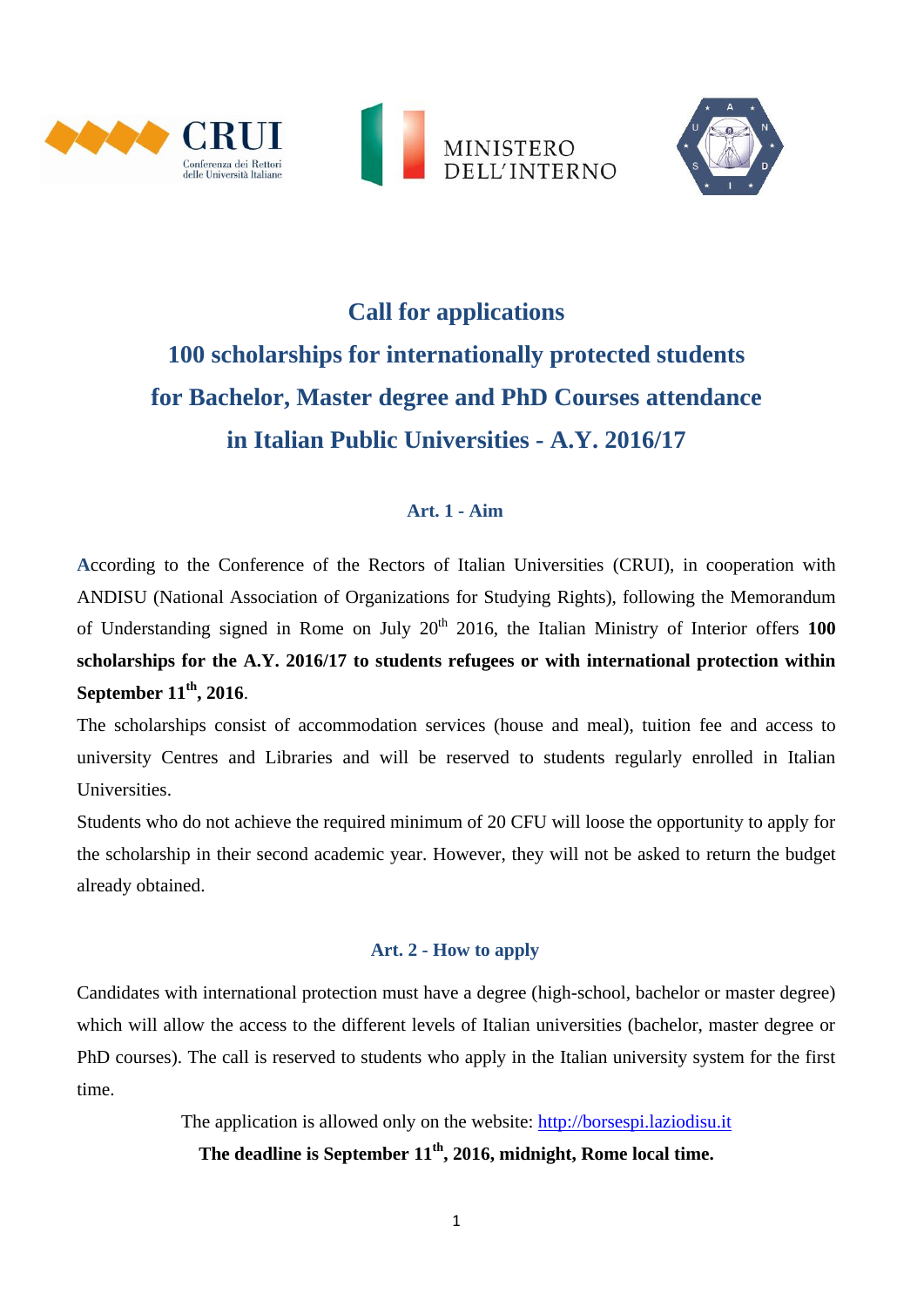# Call for applications

# 100 scholarships for internationally protected students for Bachelor, Master degree and PhD Courses attendance in Italian Public Universities - A.Y. 2016/17

## Art. 1 - Aim

According to the Conference of the Rectors of Italian Universities (CRUI), in cooperation with ANDISU (National Association of Organizations for Studying Rights), following the Memorandum of Understanding signed in Rome on July 20th 2016, the Italian Ministry of Interior offers **100 scholarships for the A.Y. 2016/17 to students refugees or with international protection within September 11th, 2016**.

The scholarships consist of accommodation services (house and meal), tuition fee and access to university Centres and Libraries and will be reserved to students regularly enrolled in Italian Universities.

Students who do not achieve the required minimum of 20 CFU will loose the opportunity to apply for the scholarship in their second academic year. However, they will not be asked to return the budget already obtained.

## Art. 2 - How to apply

Candidates with international protection must have a degree (high-school, bachelor or master degree) which will allow the access to the different levels of Italian universities (bachelor, master degree or PhD courses). The call is reserved to students who apply in the Italian university system for the first time.

The application is allowed only on the website: http://borsespi.laziodisu.it

**The deadline is September 11th, 2016, midnight, Rome local time.**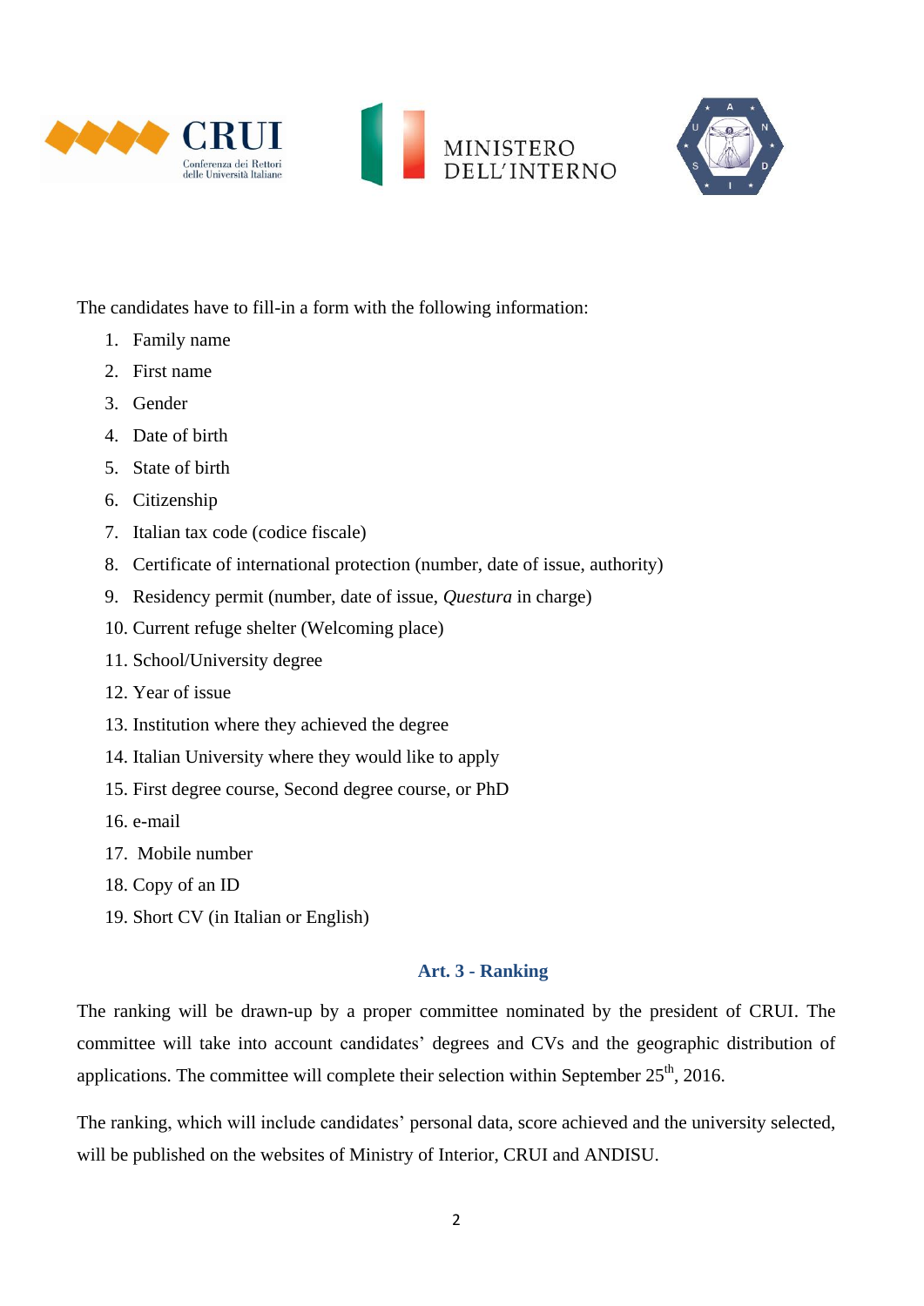The candidates have to fill-in a form with the following information:

1. Family name
2. First name
3. Gender
4. Date of birth
5. State of birth
6. Citizenship
7. Italian tax code (codice fiscale)
8. Certificate of international protection (number, date of issue, authority)
9. Residency permit (number, date of issue, *Questura* in charge)
10. Current refuge shelter (Welcoming place)
11. School/University degree
12. Year of issue
13. Institution where they achieved the degree
14. Italian University where they would like to apply
15. First degree course, Second degree course, or PhD
16. e-mail
17. Mobile number
18. Copy of an ID
19. Short CV (in Italian or English)

### Art. 3 - Ranking

The ranking will be drawn-up by a proper committee nominated by the president of CRUI. The committee will take into account candidates' degrees and CVs and the geographic distribution of applications. The committee will complete their selection within September 25th, 2016.

The ranking, which will include candidates' personal data, score achieved and the university selected, will be published on the websites of Ministry of Interior, CRUI and ANDISU.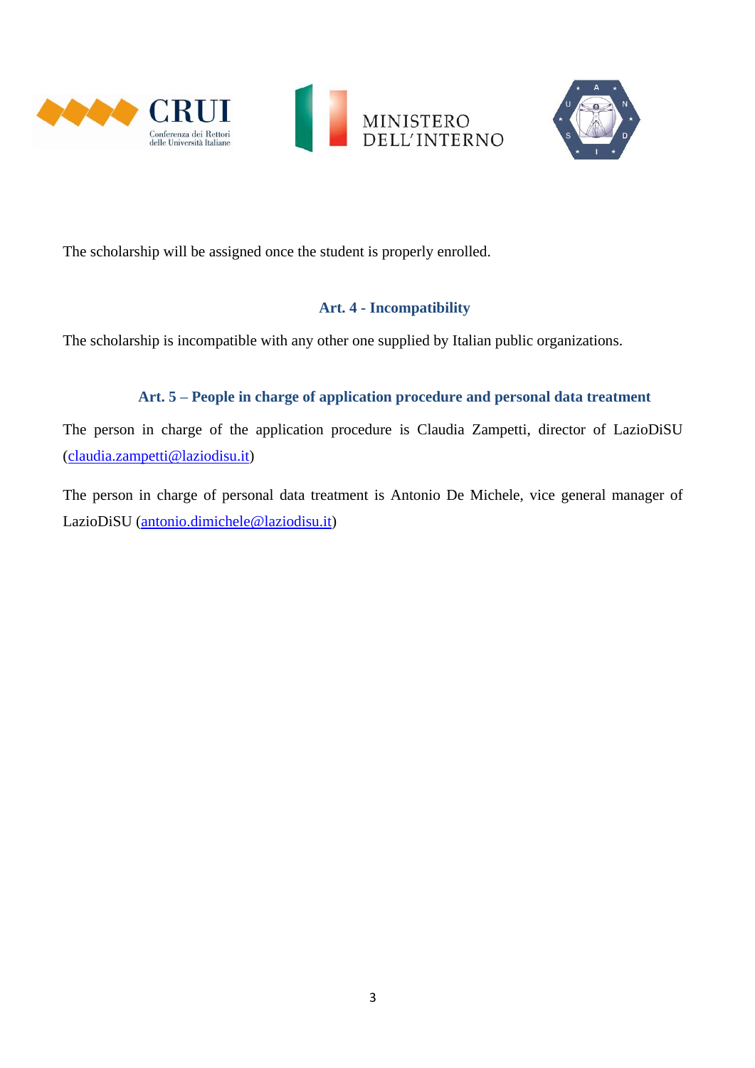The scholarship will be assigned once the student is properly enrolled.

### Art. 4 - Incompatibility

The scholarship is incompatible with any other one supplied by Italian public organizations.

### Art. 5 – People in charge of application procedure and personal data treatment

The person in charge of the application procedure is Claudia Zampetti, director of LazioDiSU (claudia.zampetti@laziodisu.it)

The person in charge of personal data treatment is Antonio De Michele, vice general manager of LazioDiSU (antonio.dimichele@laziodisu.it)